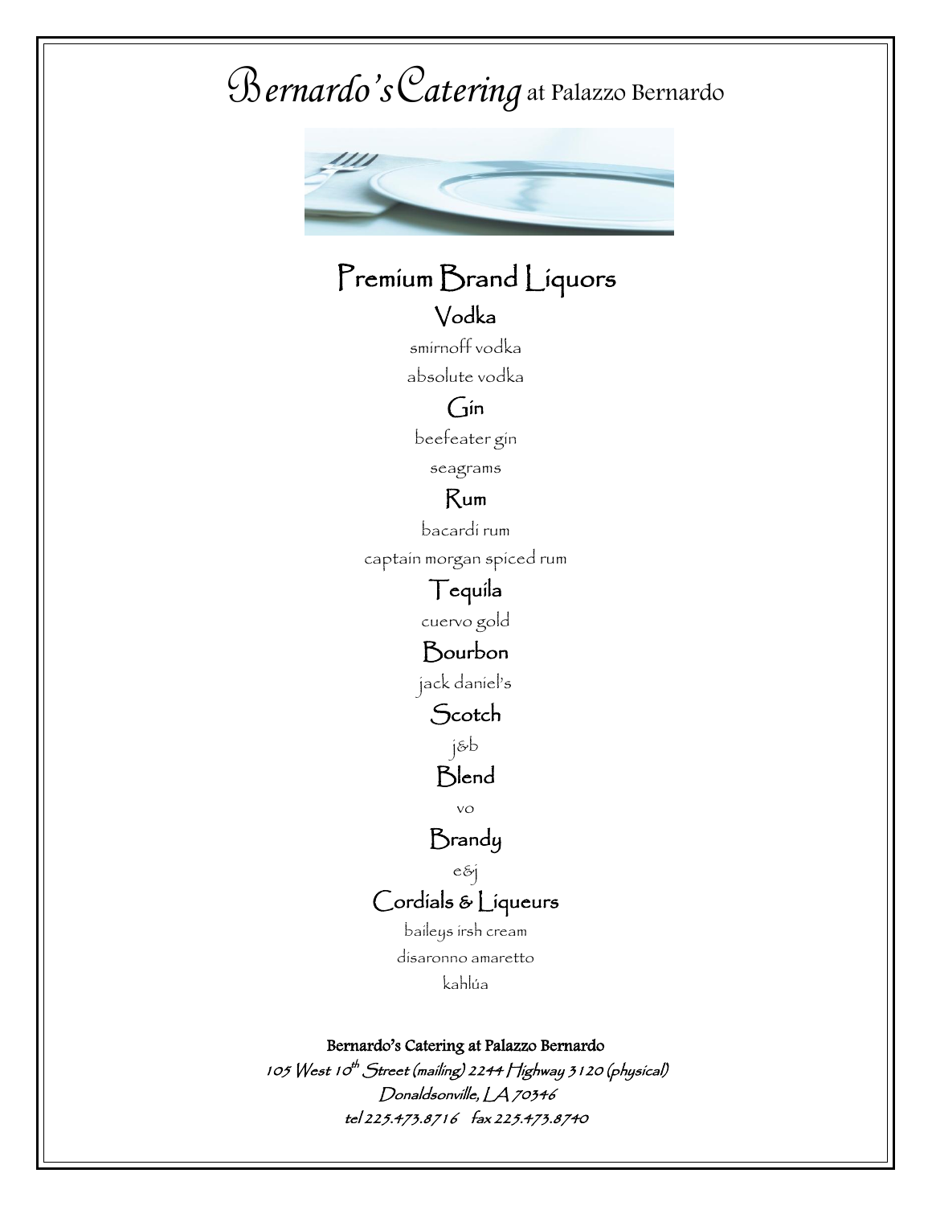# Bernardo's Catering at Palazzo Bernardo

## Premium Brand Liquors

### Vodka

smirnoff vodka

absolute vodka

### Gin

beefeater gin

seagrams

### Rum

bacardi rum

captain morgan spiced rum

### Tequila

cuervo gold

### Bourbon

jack daniel's

### Scotch

j&b

### Blend

vo

### Brandy

e&j

### Cordials & Liqueurs

baileys irsh cream

disaronno amaretto

kahlúa

**Bernardo's Catering at Palazzo Bernardo**

*105 West 10th Street (mailing) 2244 Highway 3120 (physical)*

*Donaldsonville, LA 70346*

*tel 225.473.8716 fax 225.473.8740*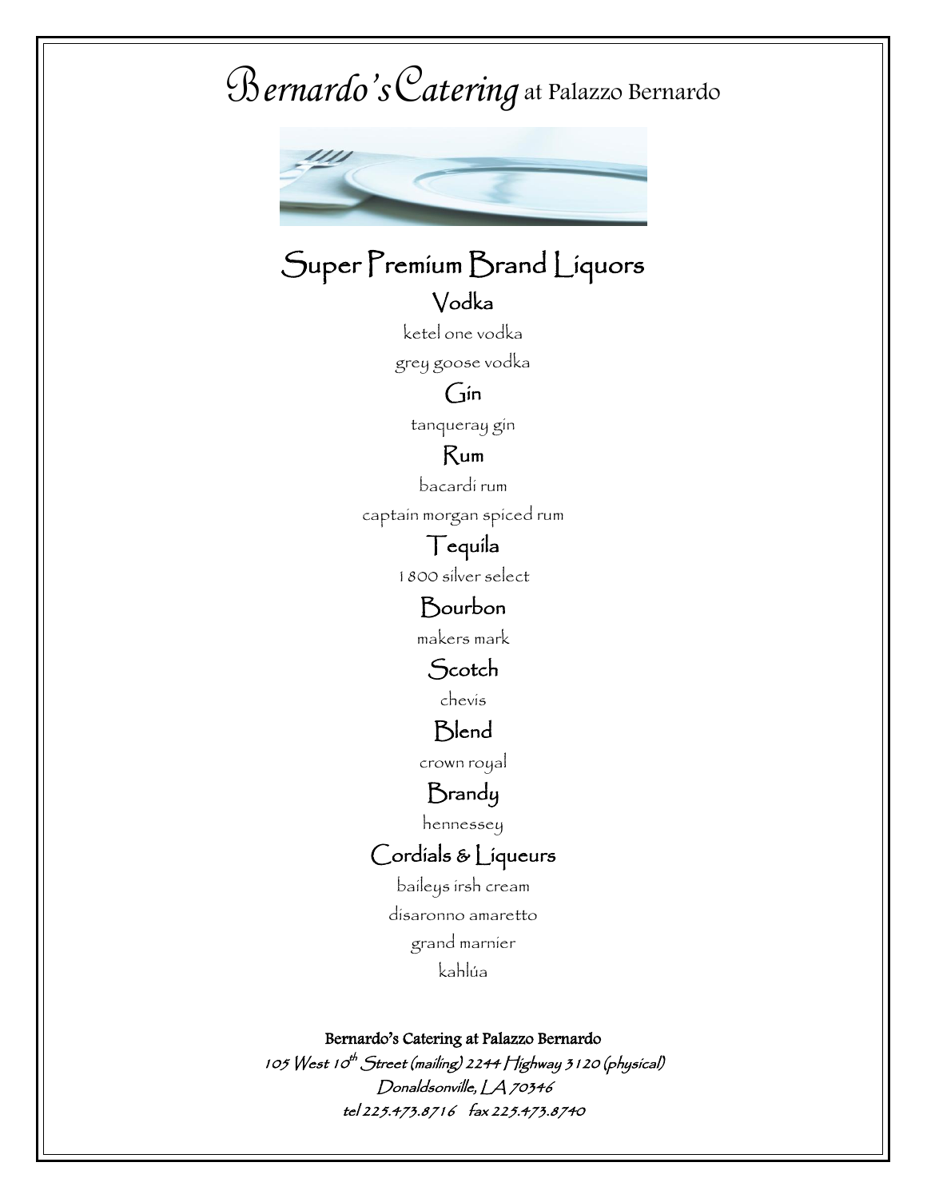// Bernardo's Catering at Palazzo Bernardo

# Super Premium Brand Liquors

## Vodka

ketel one vodka

grey goose vodka

## Gin

tanqueray gin

## Rum

bacardi rum

captain morgan spiced rum

## Tequila

1800 silver select

## Bourbon

makers mark

## Scotch

chevis

## Blend

crown royal

## Brandy

hennessey

## Cordials & Liqueurs

baileys irsh cream

disaronno amaretto

grand marnier

kahlúa

**Bernardo's Catering at Palazzo Bernardo**

*105 West 10th Street (mailing) 2244 Highway 3120 (physical)*

*Donaldsonville, LA 70346*

*tel 225.473.8716 fax 225.473.8740*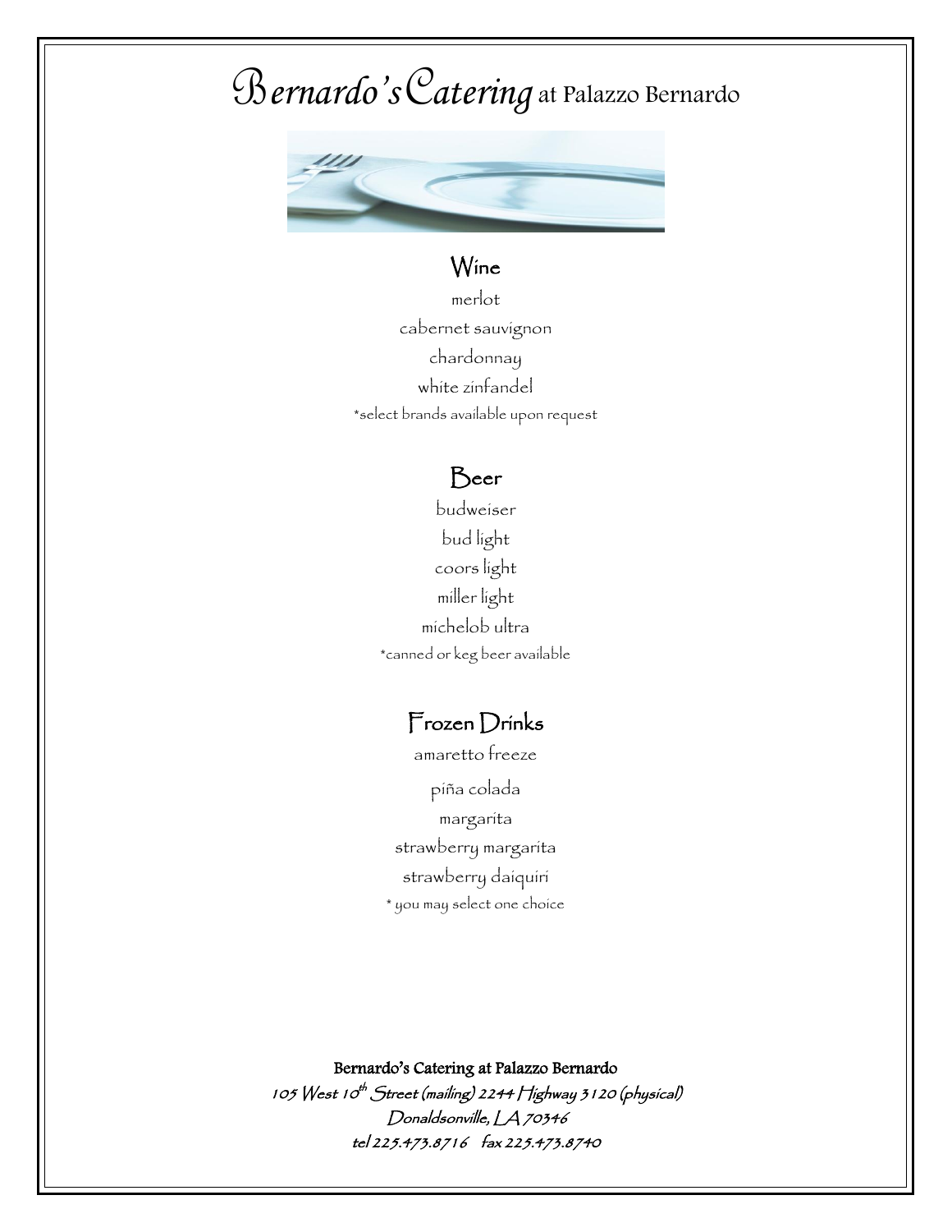# Bernardo's Catering at Palazzo Bernardo

## Wine

merlot

cabernet sauvignon

chardonnay

white zinfandel

*select brands available upon request

## Beer

budweiser

bud light

coors light

miller light

michelob ultra

*canned or keg beer available

## Frozen Drinks

amaretto freeze

piña colada

margarita

strawberry margarita

strawberry daiquiri

* you may select one choice

**Bernardo's Catering at Palazzo Bernardo**

*105 West 10th Street (mailing) 2244 Highway 3120 (physical)*

*Donaldsonville, LA 70346*

*tel 225.473.8716 fax 225.473.8740*